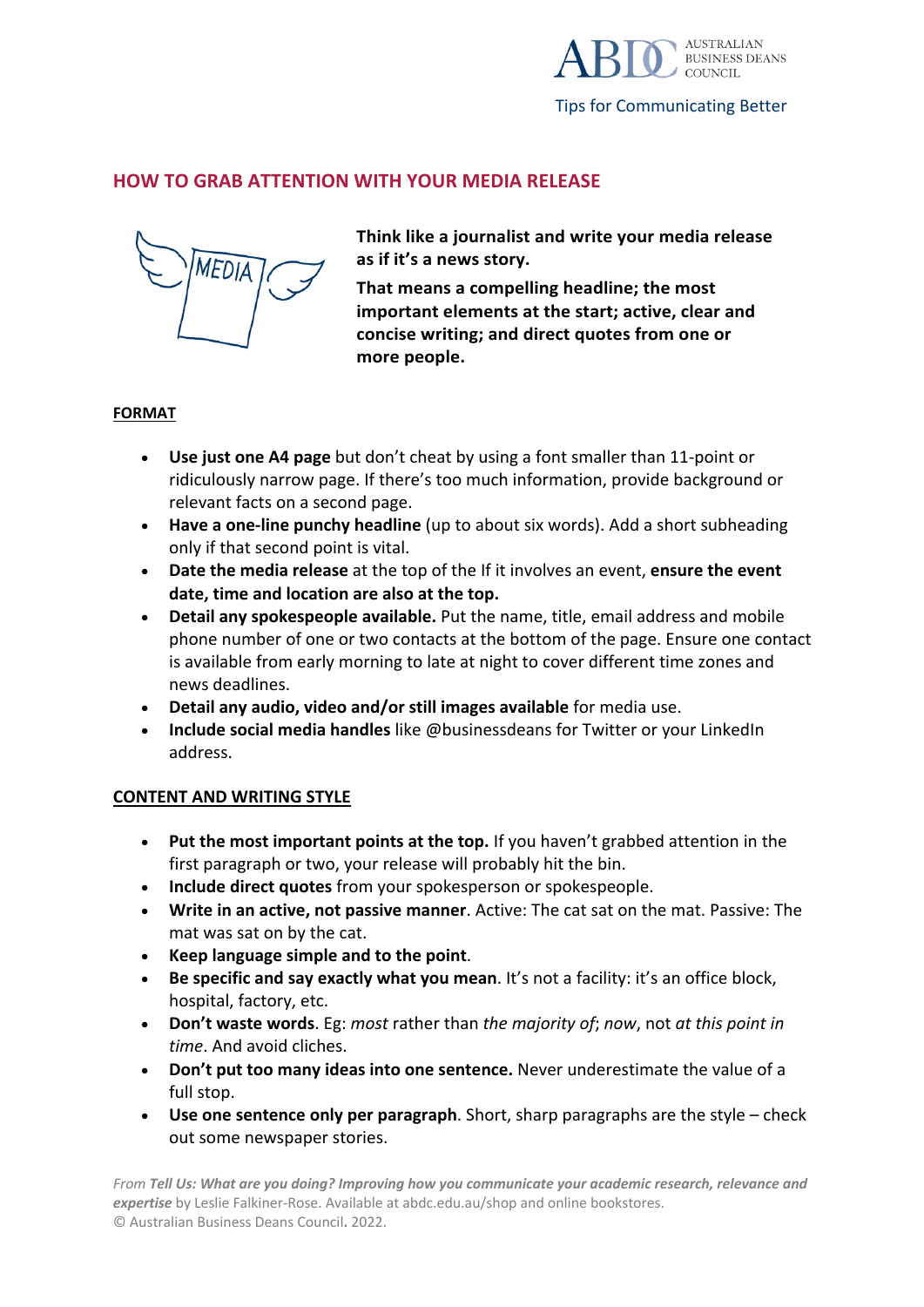Tips for Communicating Better

## HOW TO GRAB ATTENTION WITH YOUR MEDIA RELEASE

**Think like a journalist and write your media release as if it's a news story.**

**That means a compelling headline; the most important elements at the start; active, clear and concise writing; and direct quotes from one or more people.**

### FORMAT

- **Use just one A4 page** but don't cheat by using a font smaller than 11-point or ridiculously narrow page. If there's too much information, provide background or relevant facts on a second page.
- **Have a one-line punchy headline** (up to about six words). Add a short subheading only if that second point is vital.
- **Date the media release** at the top of the If it involves an event, **ensure the event date, time and location are also at the top.**
- **Detail any spokespeople available.** Put the name, title, email address and mobile phone number of one or two contacts at the bottom of the page. Ensure one contact is available from early morning to late at night to cover different time zones and news deadlines.
- **Detail any audio, video and/or still images available** for media use.
- **Include social media handles** like @businessdeans for Twitter or your LinkedIn address.

### CONTENT AND WRITING STYLE

- **Put the most important points at the top.** If you haven't grabbed attention in the first paragraph or two, your release will probably hit the bin.
- **Include direct quotes** from your spokesperson or spokespeople.
- **Write in an active, not passive manner**. Active: The cat sat on the mat. Passive: The mat was sat on by the cat.
- **Keep language simple and to the point**.
- **Be specific and say exactly what you mean**. It's not a facility: it's an office block, hospital, factory, etc.
- **Don't waste words**. Eg: *most* rather than *the majority of*; *now*, not *at this point in time*. And avoid cliches.
- **Don't put too many ideas into one sentence.** Never underestimate the value of a full stop.
- **Use one sentence only per paragraph**. Short, sharp paragraphs are the style – check out some newspaper stories.

*From* ***Tell Us: What are you doing? Improving how you communicate your academic research, relevance and expertise*** by Leslie Falkiner-Rose. Available at abdc.edu.au/shop and online bookstores.
© Australian Business Deans Council. 2022.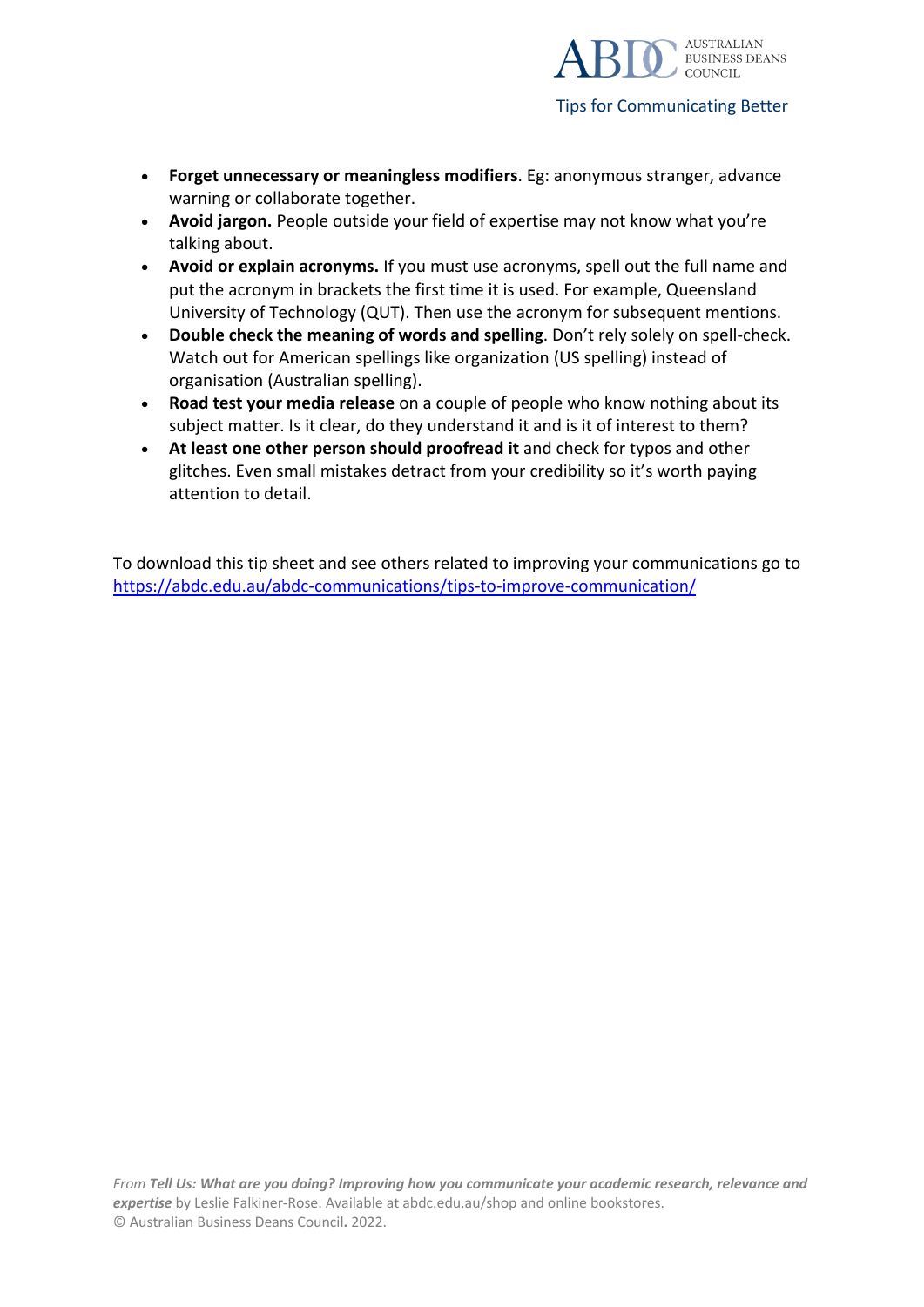- **Forget unnecessary or meaningless modifiers**. Eg: anonymous stranger, advance warning or collaborate together.
- **Avoid jargon.** People outside your field of expertise may not know what you're talking about.
- **Avoid or explain acronyms.** If you must use acronyms, spell out the full name and put the acronym in brackets the first time it is used. For example, Queensland University of Technology (QUT). Then use the acronym for subsequent mentions.
- **Double check the meaning of words and spelling**. Don't rely solely on spell-check. Watch out for American spellings like organization (US spelling) instead of organisation (Australian spelling).
- **Road test your media release** on a couple of people who know nothing about its subject matter. Is it clear, do they understand it and is it of interest to them?
- **At least one other person should proofread it** and check for typos and other glitches. Even small mistakes detract from your credibility so it's worth paying attention to detail.

To download this tip sheet and see others related to improving your communications go to https://abdc.edu.au/abdc-communications/tips-to-improve-communication/